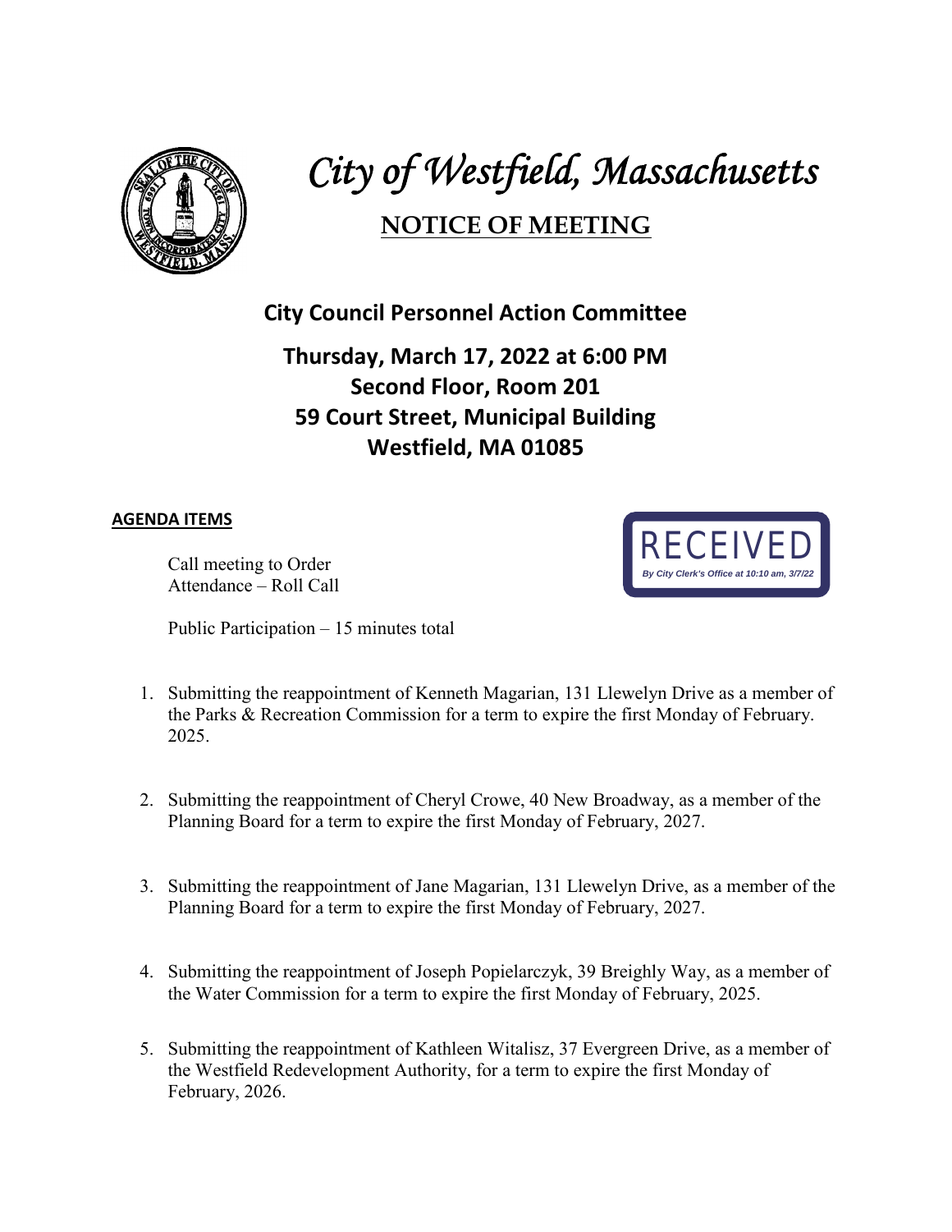# *City of Westfield, Massachusetts*

## NOTICE OF MEETING

### City Council Personnel Action Committee

### Thursday, March 17, 2022 at 6:00 PM
### Second Floor, Room 201
### 59 Court Street, Municipal Building
### Westfield, MA 01085

RECEIVED
*By City Clerk's Office at 10:10 am, 3/7/22*

**AGENDA ITEMS**

Call meeting to Order
Attendance – Roll Call

Public Participation – 15 minutes total

1. Submitting the reappointment of Kenneth Magarian, 131 Llewelyn Drive as a member of the Parks & Recreation Commission for a term to expire the first Monday of February. 2025.

2. Submitting the reappointment of Cheryl Crowe, 40 New Broadway, as a member of the Planning Board for a term to expire the first Monday of February, 2027.

3. Submitting the reappointment of Jane Magarian, 131 Llewelyn Drive, as a member of the Planning Board for a term to expire the first Monday of February, 2027.

4. Submitting the reappointment of Joseph Popielarczyk, 39 Breighly Way, as a member of the Water Commission for a term to expire the first Monday of February, 2025.

5. Submitting the reappointment of Kathleen Witalisz, 37 Evergreen Drive, as a member of the Westfield Redevelopment Authority, for a term to expire the first Monday of February, 2026.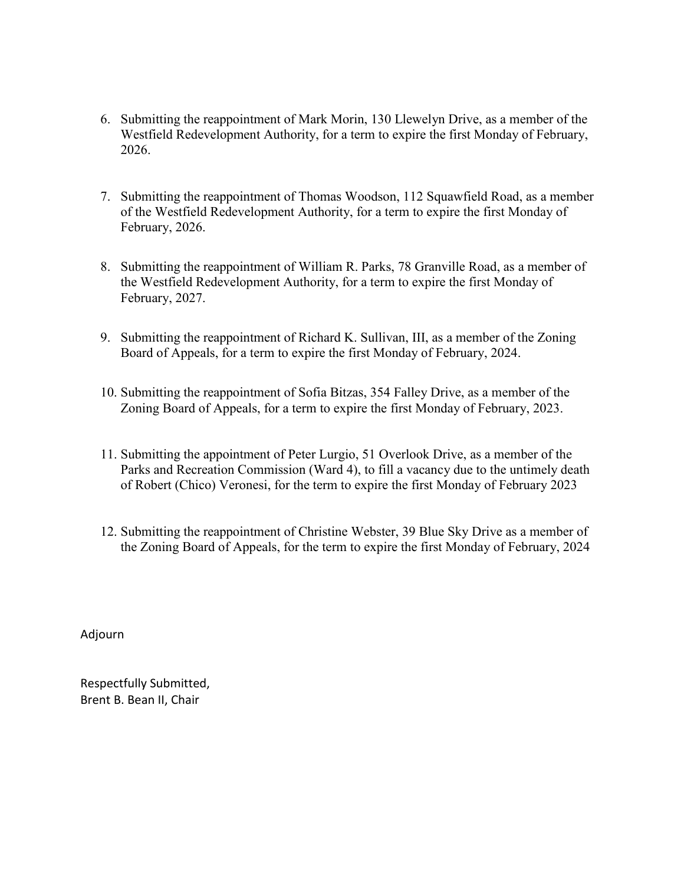6. Submitting the reappointment of Mark Morin, 130 Llewelyn Drive, as a member of the Westfield Redevelopment Authority, for a term to expire the first Monday of February, 2026.

7. Submitting the reappointment of Thomas Woodson, 112 Squawfield Road, as a member of the Westfield Redevelopment Authority, for a term to expire the first Monday of February, 2026.

8. Submitting the reappointment of William R. Parks, 78 Granville Road, as a member of the Westfield Redevelopment Authority, for a term to expire the first Monday of February, 2027.

9. Submitting the reappointment of Richard K. Sullivan, III, as a member of the Zoning Board of Appeals, for a term to expire the first Monday of February, 2024.

10. Submitting the reappointment of Sofia Bitzas, 354 Falley Drive, as a member of the Zoning Board of Appeals, for a term to expire the first Monday of February, 2023.

11. Submitting the appointment of Peter Lurgio, 51 Overlook Drive, as a member of the Parks and Recreation Commission (Ward 4), to fill a vacancy due to the untimely death of Robert (Chico) Veronesi, for the term to expire the first Monday of February 2023

12. Submitting the reappointment of Christine Webster, 39 Blue Sky Drive as a member of the Zoning Board of Appeals, for the term to expire the first Monday of February, 2024

Adjourn

Respectfully Submitted,
Brent B. Bean II, Chair